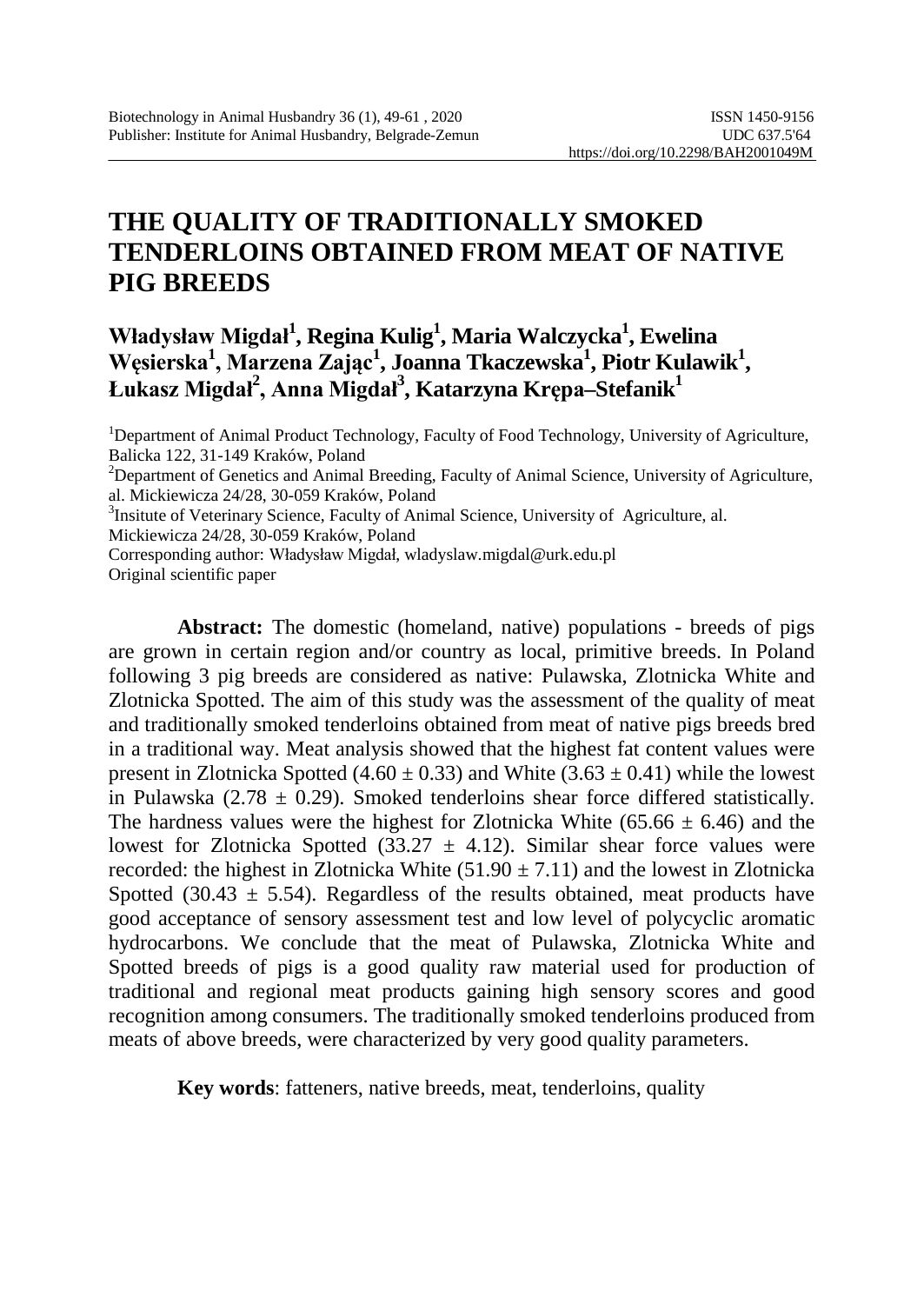# THE QUALITY OF TRADITIONALLY SMOKED TENDERLOINS OBTAINED FROM MEAT OF NATIVE PIG BREEDS

**Władysław Migdał[1], Regina Kulig[1], Maria Walczycka[1], Ewelina Węsierska[1], Marzena Zając[1], Joanna Tkaczewska[1], Piotr Kulawik[1], Łukasz Migdał[2], Anna Migdał[3], Katarzyna Krępa–Stefanik[1]**

[1]Department of Animal Product Technology, Faculty of Food Technology, University of Agriculture, Balicka 122, 31-149 Kraków, Poland
[2]Department of Genetics and Animal Breeding, Faculty of Animal Science, University of Agriculture, al. Mickiewicza 24/28, 30-059 Kraków, Poland
[3]Insitute of Veterinary Science, Faculty of Animal Science, University of Agriculture, al. Mickiewicza 24/28, 30-059 Kraków, Poland
Corresponding author: Władysław Migdał, wladyslaw.migdal@urk.edu.pl
Original scientific paper

**Abstract:** The domestic (homeland, native) populations - breeds of pigs are grown in certain region and/or country as local, primitive breeds. In Poland following 3 pig breeds are considered as native: Pulawska, Zlotnicka White and Zlotnicka Spotted. The aim of this study was the assessment of the quality of meat and traditionally smoked tenderloins obtained from meat of native pigs breeds bred in a traditional way. Meat analysis showed that the highest fat content values were present in Zlotnicka Spotted ($4.60 \pm 0.33$) and White ($3.63 \pm 0.41$) while the lowest in Pulawska ($2.78 \pm 0.29$). Smoked tenderloins shear force differed statistically. The hardness values were the highest for Zlotnicka White ($65.66 \pm 6.46$) and the lowest for Zlotnicka Spotted ($33.27 \pm 4.12$). Similar shear force values were recorded: the highest in Zlotnicka White ($51.90 \pm 7.11$) and the lowest in Zlotnicka Spotted ($30.43 \pm 5.54$). Regardless of the results obtained, meat products have good acceptance of sensory assessment test and low level of polycyclic aromatic hydrocarbons. We conclude that the meat of Pulawska, Zlotnicka White and Spotted breeds of pigs is a good quality raw material used for production of traditional and regional meat products gaining high sensory scores and good recognition among consumers. The traditionally smoked tenderloins produced from meats of above breeds, were characterized by very good quality parameters.

**Key words**: fatteners, native breeds, meat, tenderloins, quality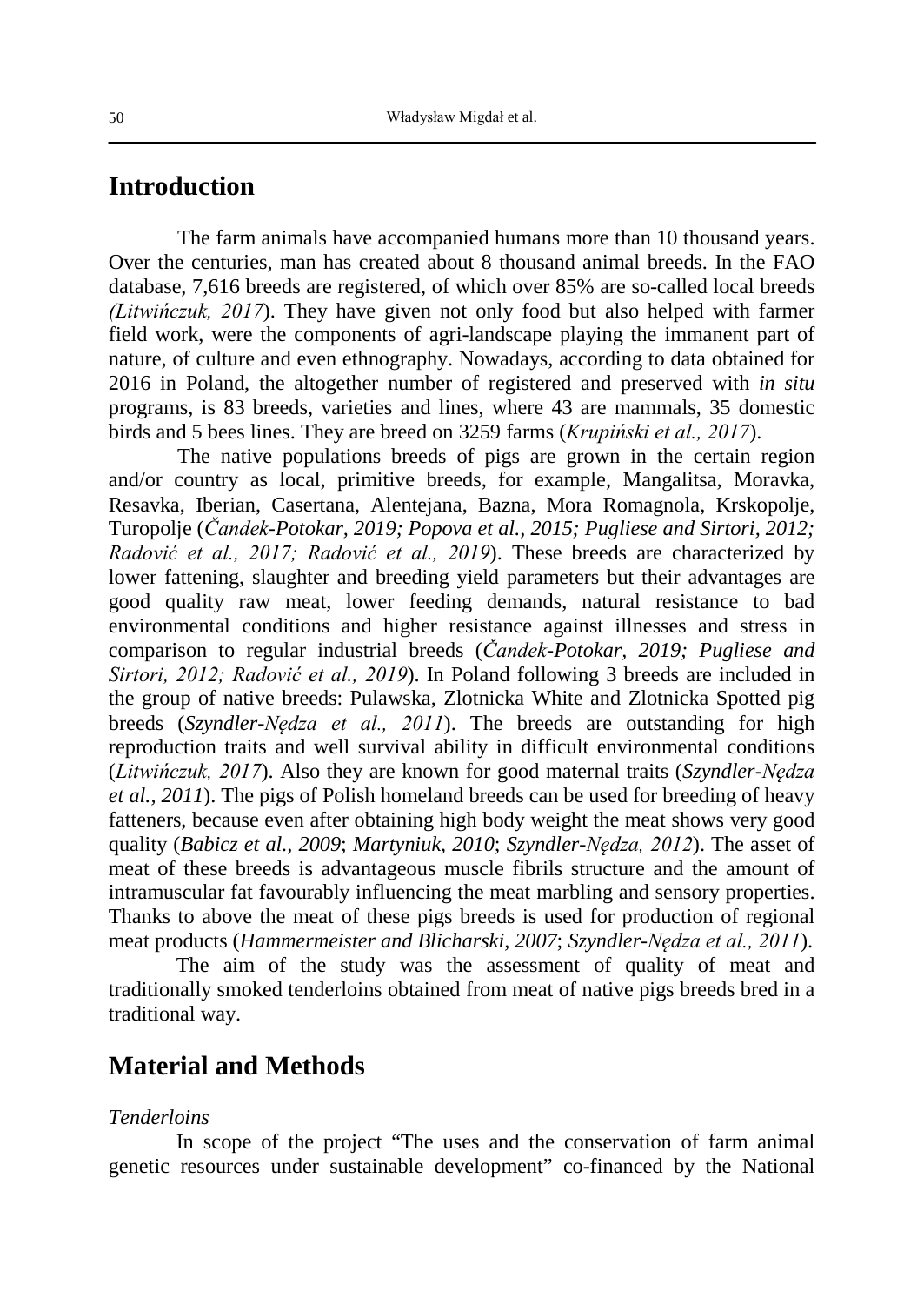## Introduction

The farm animals have accompanied humans more than 10 thousand years. Over the centuries, man has created about 8 thousand animal breeds. In the FAO database, 7,616 breeds are registered, of which over 85% are so-called local breeds *(Litwińczuk, 2017*). They have given not only food but also helped with farmer field work, were the components of agri-landscape playing the immanent part of nature, of culture and even ethnography. Nowadays, according to data obtained for 2016 in Poland, the altogether number of registered and preserved with *in situ* programs, is 83 breeds, varieties and lines, where 43 are mammals, 35 domestic birds and 5 bees lines. They are breed on 3259 farms (*Krupiński et al., 2017*).

The native populations breeds of pigs are grown in the certain region and/or country as local, primitive breeds, for example, Mangalitsa, Moravka, Resavka, Iberian, Casertana, Alentejana, Bazna, Mora Romagnola, Krskopolje, Turopolje (*Čandek-Potokar, 2019; Popova et al., 2015; Pugliese and Sirtori, 2012; Radović et al., 2017; Radović et al., 2019*). These breeds are characterized by lower fattening, slaughter and breeding yield parameters but their advantages are good quality raw meat, lower feeding demands, natural resistance to bad environmental conditions and higher resistance against illnesses and stress in comparison to regular industrial breeds (*Čandek-Potokar, 2019; Pugliese and Sirtori, 2012; Radović et al., 2019*). In Poland following 3 breeds are included in the group of native breeds: Pulawska, Zlotnicka White and Zlotnicka Spotted pig breeds (*Szyndler-Nędza et al., 2011*). The breeds are outstanding for high reproduction traits and well survival ability in difficult environmental conditions (*Litwińczuk, 2017*). Also they are known for good maternal traits (*Szyndler-Nędza et al., 2011*). The pigs of Polish homeland breeds can be used for breeding of heavy fatteners, because even after obtaining high body weight the meat shows very good quality (*Babicz et al., 2009*; *Martyniuk, 2010*; *Szyndler-Nędza, 2012*). The asset of meat of these breeds is advantageous muscle fibrils structure and the amount of intramuscular fat favourably influencing the meat marbling and sensory properties. Thanks to above the meat of these pigs breeds is used for production of regional meat products (*Hammermeister and Blicharski, 2007*; *Szyndler-Nędza et al., 2011*).

The aim of the study was the assessment of quality of meat and traditionally smoked tenderloins obtained from meat of native pigs breeds bred in a traditional way.

## Material and Methods

*Tenderloins*

In scope of the project "The uses and the conservation of farm animal genetic resources under sustainable development" co-financed by the National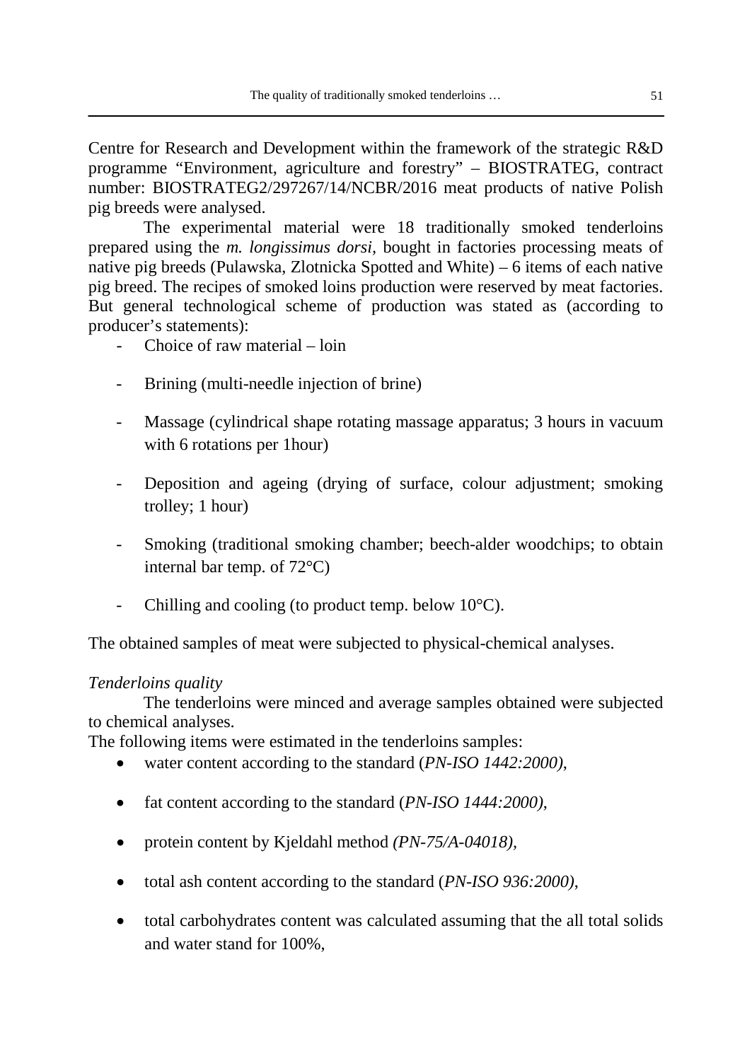Centre for Research and Development within the framework of the strategic R&D programme "Environment, agriculture and forestry" – BIOSTRATEG, contract number: BIOSTRATEG2/297267/14/NCBR/2016 meat products of native Polish pig breeds were analysed.

The experimental material were 18 traditionally smoked tenderloins prepared using the *m. longissimus dorsi*, bought in factories processing meats of native pig breeds (Pulawska, Zlotnicka Spotted and White) – 6 items of each native pig breed. The recipes of smoked loins production were reserved by meat factories. But general technological scheme of production was stated as (according to producer's statements):

- Choice of raw material – loin
- Brining (multi-needle injection of brine)
- Massage (cylindrical shape rotating massage apparatus; 3 hours in vacuum with 6 rotations per 1hour)
- Deposition and ageing (drying of surface, colour adjustment; smoking trolley; 1 hour)
- Smoking (traditional smoking chamber; beech-alder woodchips; to obtain internal bar temp. of 72°C)
- Chilling and cooling (to product temp. below 10°C).

The obtained samples of meat were subjected to physical-chemical analyses.

*Tenderloins quality*

The tenderloins were minced and average samples obtained were subjected to chemical analyses.

The following items were estimated in the tenderloins samples:

- water content according to the standard (*PN-ISO 1442:2000)*,
- fat content according to the standard (*PN-ISO 1444:2000)*,
- protein content by Kjeldahl method *(PN-75/A-04018)*,
- total ash content according to the standard (*PN-ISO 936:2000)*,
- total carbohydrates content was calculated assuming that the all total solids and water stand for 100%,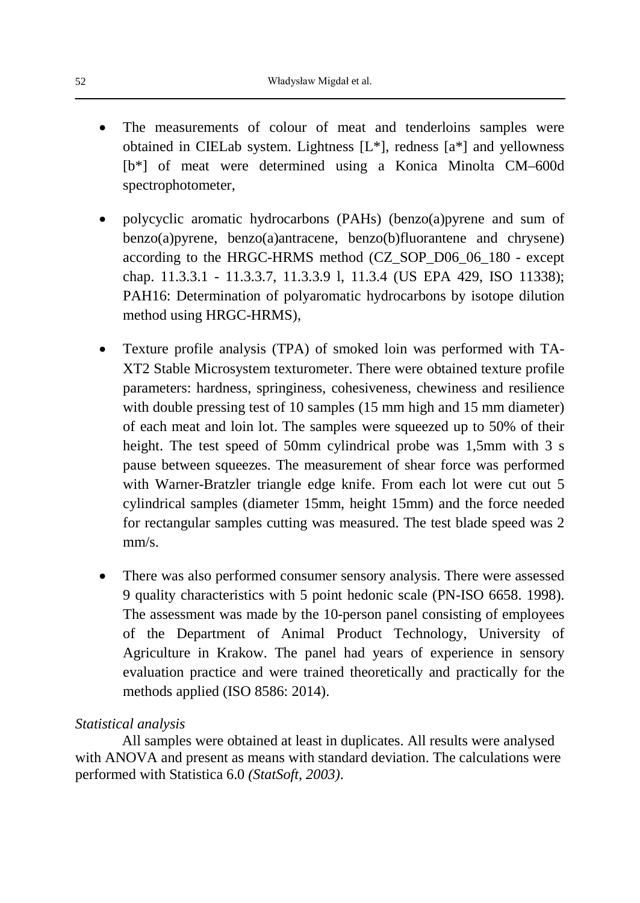- The measurements of colour of meat and tenderloins samples were obtained in CIELab system. Lightness [L*], redness [a*] and yellowness [b*] of meat were determined using a Konica Minolta CM–600d spectrophotometer,

- polycyclic aromatic hydrocarbons (PAHs) (benzo(a)pyrene and sum of benzo(a)pyrene, benzo(a)antracene, benzo(b)fluorantene and chrysene) according to the HRGC-HRMS method (CZ_SOP_D06_06_180 - except chap. 11.3.3.1 - 11.3.3.7, 11.3.3.9 l, 11.3.4 (US EPA 429, ISO 11338); PAH16: Determination of polyaromatic hydrocarbons by isotope dilution method using HRGC-HRMS),

- Texture profile analysis (TPA) of smoked loin was performed with TA-XT2 Stable Microsystem texturometer. There were obtained texture profile parameters: hardness, springiness, cohesiveness, chewiness and resilience with double pressing test of 10 samples (15 mm high and 15 mm diameter) of each meat and loin lot. The samples were squeezed up to 50% of their height. The test speed of 50mm cylindrical probe was 1,5mm with 3 s pause between squeezes. The measurement of shear force was performed with Warner-Bratzler triangle edge knife. From each lot were cut out 5 cylindrical samples (diameter 15mm, height 15mm) and the force needed for rectangular samples cutting was measured. The test blade speed was 2 mm/s.

- There was also performed consumer sensory analysis. There were assessed 9 quality characteristics with 5 point hedonic scale (PN-ISO 6658. 1998). The assessment was made by the 10-person panel consisting of employees of the Department of Animal Product Technology, University of Agriculture in Krakow. The panel had years of experience in sensory evaluation practice and were trained theoretically and practically for the methods applied (ISO 8586: 2014).

*Statistical analysis*

All samples were obtained at least in duplicates. All results were analysed with ANOVA and present as means with standard deviation. The calculations were performed with Statistica 6.0 *(StatSoft, 2003)*.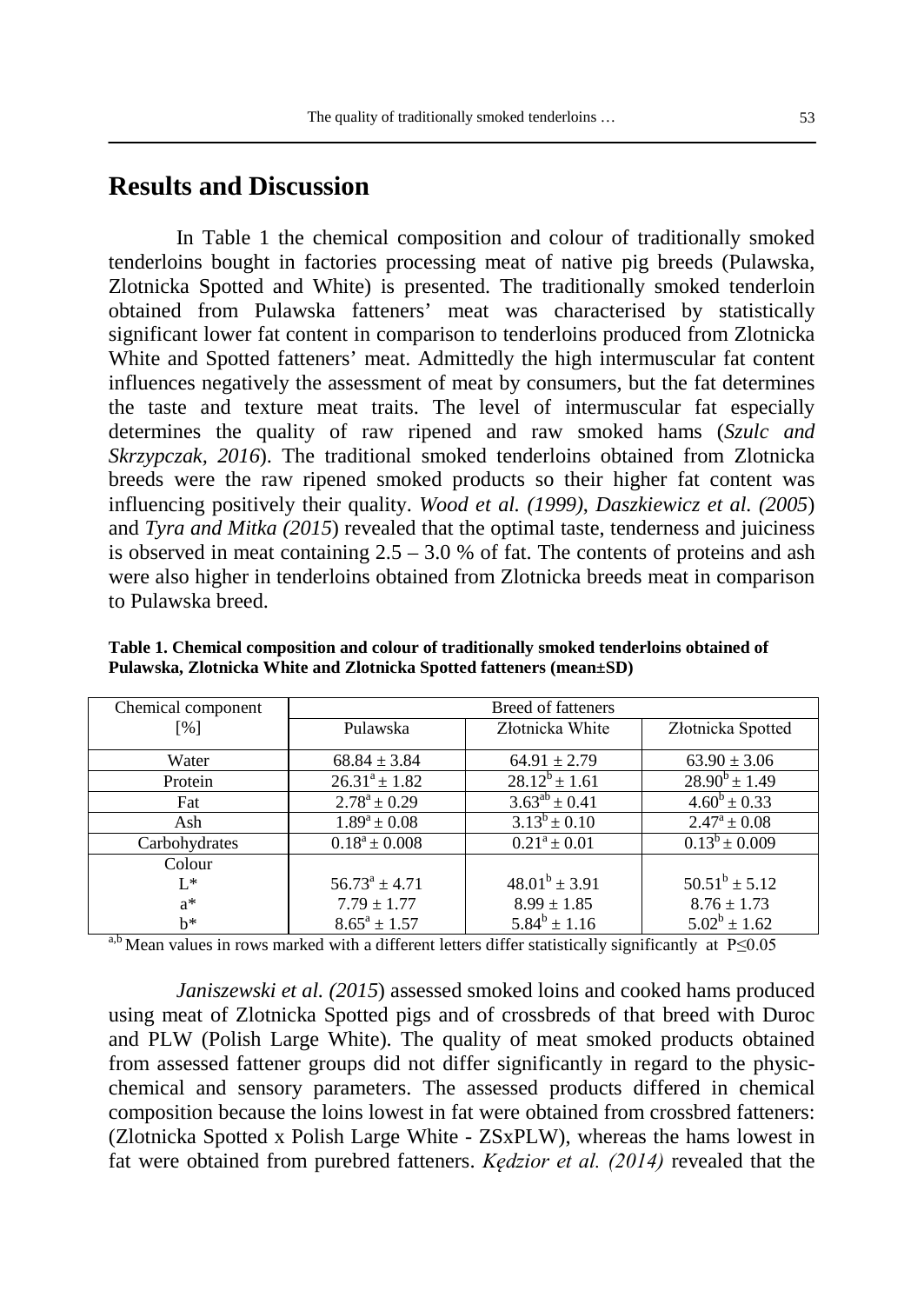## Results and Discussion

In Table 1 the chemical composition and colour of traditionally smoked tenderloins bought in factories processing meat of native pig breeds (Pulawska, Zlotnicka Spotted and White) is presented. The traditionally smoked tenderloin obtained from Pulawska fatteners' meat was characterised by statistically significant lower fat content in comparison to tenderloins produced from Zlotnicka White and Spotted fatteners' meat. Admittedly the high intermuscular fat content influences negatively the assessment of meat by consumers, but the fat determines the taste and texture meat traits. The level of intermuscular fat especially determines the quality of raw ripened and raw smoked hams (*Szulc and Skrzypczak, 2016*). The traditional smoked tenderloins obtained from Zlotnicka breeds were the raw ripened smoked products so their higher fat content was influencing positively their quality. *Wood et al. (1999)*, *Daszkiewicz et al. (2005*) and *Tyra and Mitka (2015*) revealed that the optimal taste, tenderness and juiciness is observed in meat containing 2.5 – 3.0 % of fat. The contents of proteins and ash were also higher in tenderloins obtained from Zlotnicka breeds meat in comparison to Pulawska breed.

**Table 1. Chemical composition and colour of traditionally smoked tenderloins obtained of Pulawska, Zlotnicka White and Zlotnicka Spotted fatteners (mean±SD)**

| Chemical component [%] | Breed of fatteners | | |
|---|---|---|---|
| | Pulawska | Złotnicka White | Złotnicka Spotted |
| Water | 68.84 ± 3.84 | 64.91 ± 2.79 | 63.90 ± 3.06 |
| Protein | $26.31^{a}$ ± 1.82 | $28.12^{b}$ ± 1.61 | $28.90^{b}$ ± 1.49 |
| Fat | $2.78^{a}$ ± 0.29 | $3.63^{ab}$ ± 0.41 | $4.60^{b}$ ± 0.33 |
| Ash | $1.89^{a}$ ± 0.08 | $3.13^{b}$ ± 0.10 | $2.47^{a}$ ± 0.08 |
| Carbohydrates | $0.18^{a}$ ± 0.008 | $0.21^{a}$ ± 0.01 | $0.13^{b}$ ± 0.009 |
| Colour | | | |
| L* | $56.73^{a}$ ± 4.71 | $48.01^{b}$ ± 3.91 | $50.51^{b}$ ± 5.12 |
| a* | 7.79 ± 1.77 | 8.99 ± 1.85 | 8.76 ± 1.73 |
| b* | $8.65^{a}$ ± 1.57 | $5.84^{b}$ ± 1.16 | $5.02^{b}$ ± 1.62 |

[a,b] Mean values in rows marked with a different letters differ statistically significantly at $P \leq 0.05$

*Janiszewski et al. (2015*) assessed smoked loins and cooked hams produced using meat of Zlotnicka Spotted pigs and of crossbreds of that breed with Duroc and PLW (Polish Large White). The quality of meat smoked products obtained from assessed fattener groups did not differ significantly in regard to the physic-chemical and sensory parameters. The assessed products differed in chemical composition because the loins lowest in fat were obtained from crossbred fatteners: (Zlotnicka Spotted x Polish Large White - ZSxPLW), whereas the hams lowest in fat were obtained from purebred fatteners. *Kędzior et al. (2014)* revealed that the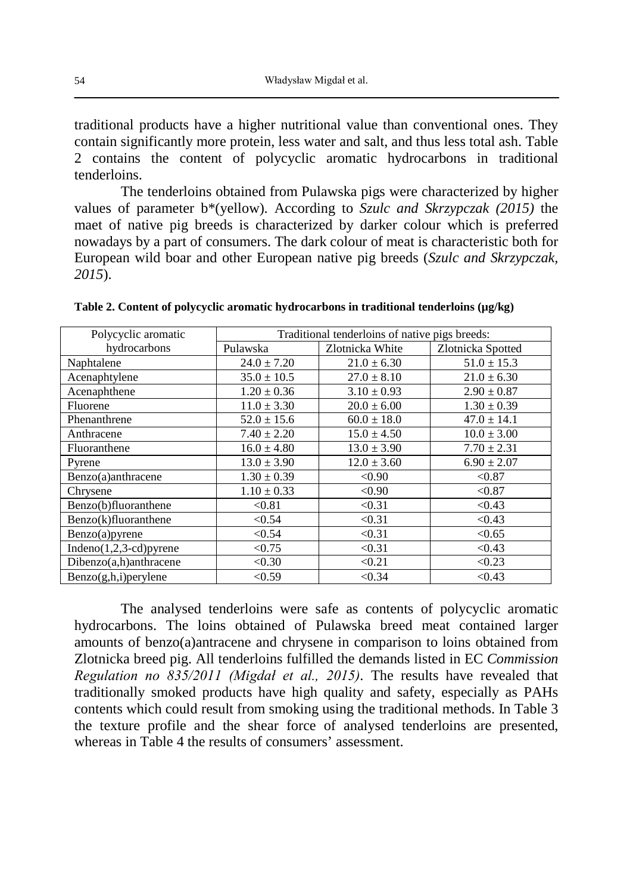traditional products have a higher nutritional value than conventional ones. They contain significantly more protein, less water and salt, and thus less total ash. Table 2 contains the content of polycyclic aromatic hydrocarbons in traditional tenderloins.

The tenderloins obtained from Pulawska pigs were characterized by higher values of parameter b*(yellow). According to *Szulc and Skrzypczak (2015)* the maet of native pig breeds is characterized by darker colour which is preferred nowadays by a part of consumers. The dark colour of meat is characteristic both for European wild boar and other European native pig breeds (*Szulc and Skrzypczak, 2015*).

**Table 2. Content of polycyclic aromatic hydrocarbons in traditional tenderloins (μg/kg)**

| Polycyclic aromatic hydrocarbons | Traditional tenderloins of native pigs breeds: | | |
|---|---|---|---|
| | Pulawska | Zlotnicka White | Zlotnicka Spotted |
| Naphtalene | 24.0 ± 7.20 | 21.0 ± 6.30 | 51.0 ± 15.3 |
| Acenaphtylene | 35.0 ± 10.5 | 27.0 ± 8.10 | 21.0 ± 6.30 |
| Acenaphthene | 1.20 ± 0.36 | 3.10 ± 0.93 | 2.90 ± 0.87 |
| Fluorene | 11.0 ± 3.30 | 20.0 ± 6.00 | 1.30 ± 0.39 |
| Phenanthrene | 52.0 ± 15.6 | 60.0 ± 18.0 | 47.0 ± 14.1 |
| Anthracene | 7.40 ± 2.20 | 15.0 ± 4.50 | 10.0 ± 3.00 |
| Fluoranthene | 16.0 ± 4.80 | 13.0 ± 3.90 | 7.70 ± 2.31 |
| Pyrene | 13.0 ± 3.90 | 12.0 ± 3.60 | 6.90 ± 2.07 |
| Benzo(a)anthracene | 1.30 ± 0.39 | <0.90 | <0.87 |
| Chrysene | 1.10 ± 0.33 | <0.90 | <0.87 |
| Benzo(b)fluoranthene | <0.81 | <0.31 | <0.43 |
| Benzo(k)fluoranthene | <0.54 | <0.31 | <0.43 |
| Benzo(a)pyrene | <0.54 | <0.31 | <0.65 |
| Indeno(1,2,3-cd)pyrene | <0.75 | <0.31 | <0.43 |
| Dibenzo(a,h)anthracene | <0.30 | <0.21 | <0.23 |
| Benzo(g,h,i)perylene | <0.59 | <0.34 | <0.43 |

The analysed tenderloins were safe as contents of polycyclic aromatic hydrocarbons. The loins obtained of Pulawska breed meat contained larger amounts of benzo(a)antracene and chrysene in comparison to loins obtained from Zlotnicka breed pig. All tenderloins fulfilled the demands listed in EC *Commission Regulation no 835/2011 (Migdał et al., 2015)*. The results have revealed that traditionally smoked products have high quality and safety, especially as PAHs contents which could result from smoking using the traditional methods. In Table 3 the texture profile and the shear force of analysed tenderloins are presented, whereas in Table 4 the results of consumers' assessment.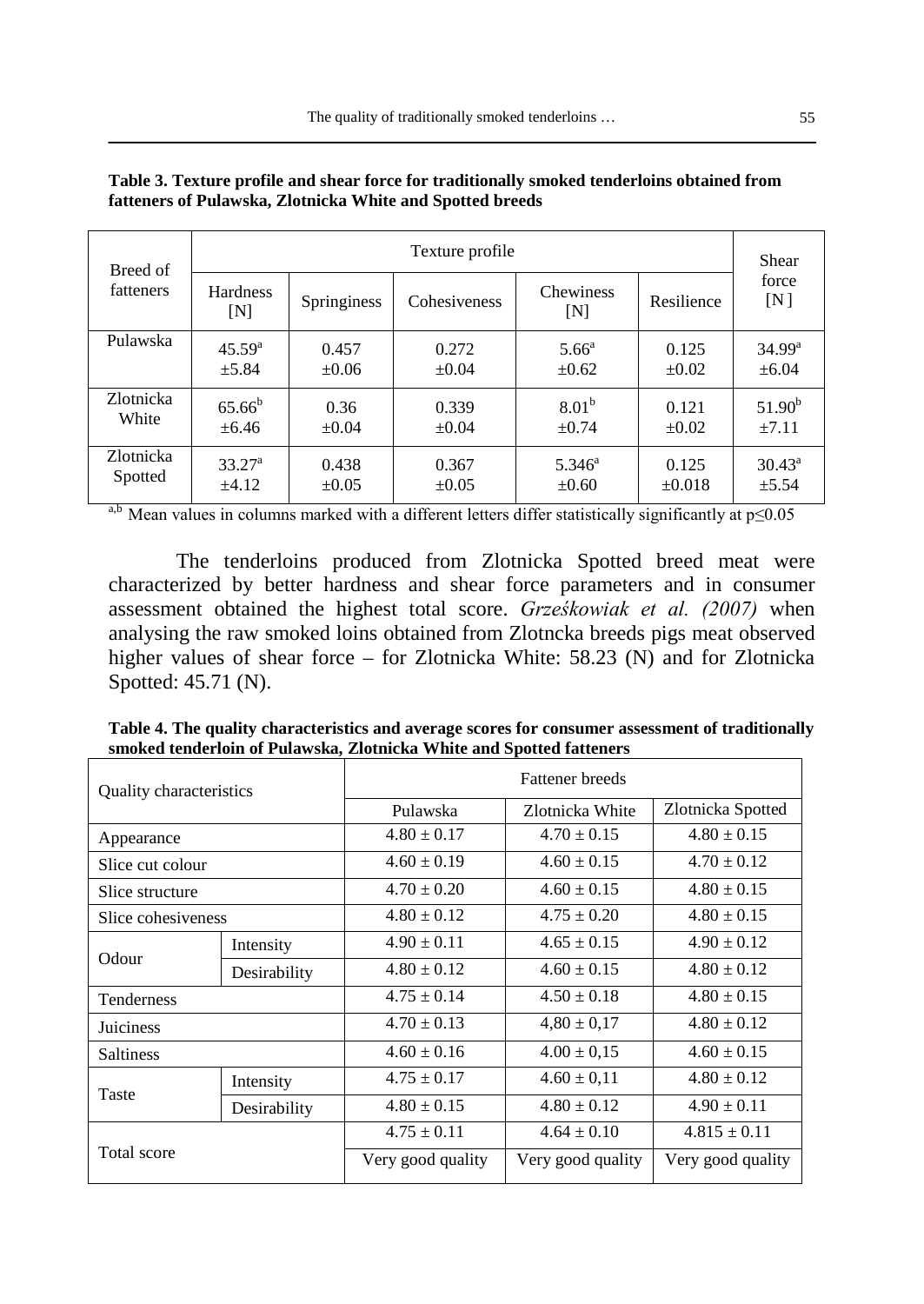**Table 3. Texture profile and shear force for traditionally smoked tenderloins obtained from fatteners of Pulawska, Zlotnicka White and Spotted breeds**

| Breed of fatteners | Texture profile | | | | | Shear force [N ] |
|---|---|---|---|---|---|---|
| | Hardness [N] | Springiness | Cohesiveness | Chewiness [N] | Resilience | |
| Pulawska | 45.59[a] ±5.84 | 0.457 ±0.06 | 0.272 ±0.04 | 5.66[a] ±0.62 | 0.125 ±0.02 | 34.99[a] ±6.04 |
| Zlotnicka White | 65.66[b] ±6.46 | 0.36 ±0.04 | 0.339 ±0.04 | 8.01[b] ±0.74 | 0.121 ±0.02 | 51.90[b] ±7.11 |
| Zlotnicka Spotted | 33.27[a] ±4.12 | 0.438 ±0.05 | 0.367 ±0.05 | 5.346[a] ±0.60 | 0.125 ±0.018 | 30.43[a] ±5.54 |

[a,b] Mean values in columns marked with a different letters differ statistically significantly at $p \leq 0.05$

The tenderloins produced from Zlotnicka Spotted breed meat were characterized by better hardness and shear force parameters and in consumer assessment obtained the highest total score. *Grześkowiak et al. (2007)* when analysing the raw smoked loins obtained from Zlotncka breeds pigs meat observed higher values of shear force – for Zlotnicka White: 58.23 (N) and for Zlotnicka Spotted: 45.71 (N).

**Table 4. The quality characteristics and average scores for consumer assessment of traditionally smoked tenderloin of Pulawska, Zlotnicka White and Spotted fatteners**

| Quality characteristics | | Fattener breeds | | |
|---|---|---|---|---|
| | | Pulawska | Zlotnicka White | Zlotnicka Spotted |
| Appearance | | 4.80 ± 0.17 | 4.70 ± 0.15 | 4.80 ± 0.15 |
| Slice cut colour | | 4.60 ± 0.19 | 4.60 ± 0.15 | 4.70 ± 0.12 |
| Slice structure | | 4.70 ± 0.20 | 4.60 ± 0.15 | 4.80 ± 0.15 |
| Slice cohesiveness | | 4.80 ± 0.12 | 4.75 ± 0.20 | 4.80 ± 0.15 |
| Odour | Intensity | 4.90 ± 0.11 | 4.65 ± 0.15 | 4.90 ± 0.12 |
| | Desirability | 4.80 ± 0.12 | 4.60 ± 0.15 | 4.80 ± 0.12 |
| Tenderness | | 4.75 ± 0.14 | 4.50 ± 0.18 | 4.80 ± 0.15 |
| Juiciness | | 4.70 ± 0.13 | 4,80 ± 0,17 | 4.80 ± 0.12 |
| Saltiness | | 4.60 ± 0.16 | 4.00 ± 0,15 | 4.60 ± 0.15 |
| Taste | Intensity | 4.75 ± 0.17 | 4.60 ± 0,11 | 4.80 ± 0.12 |
| | Desirability | 4.80 ± 0.15 | 4.80 ± 0.12 | 4.90 ± 0.11 |
| Total score | | 4.75 ± 0.11 | 4.64 ± 0.10 | 4.815 ± 0.11 |
| | | Very good quality | Very good quality | Very good quality |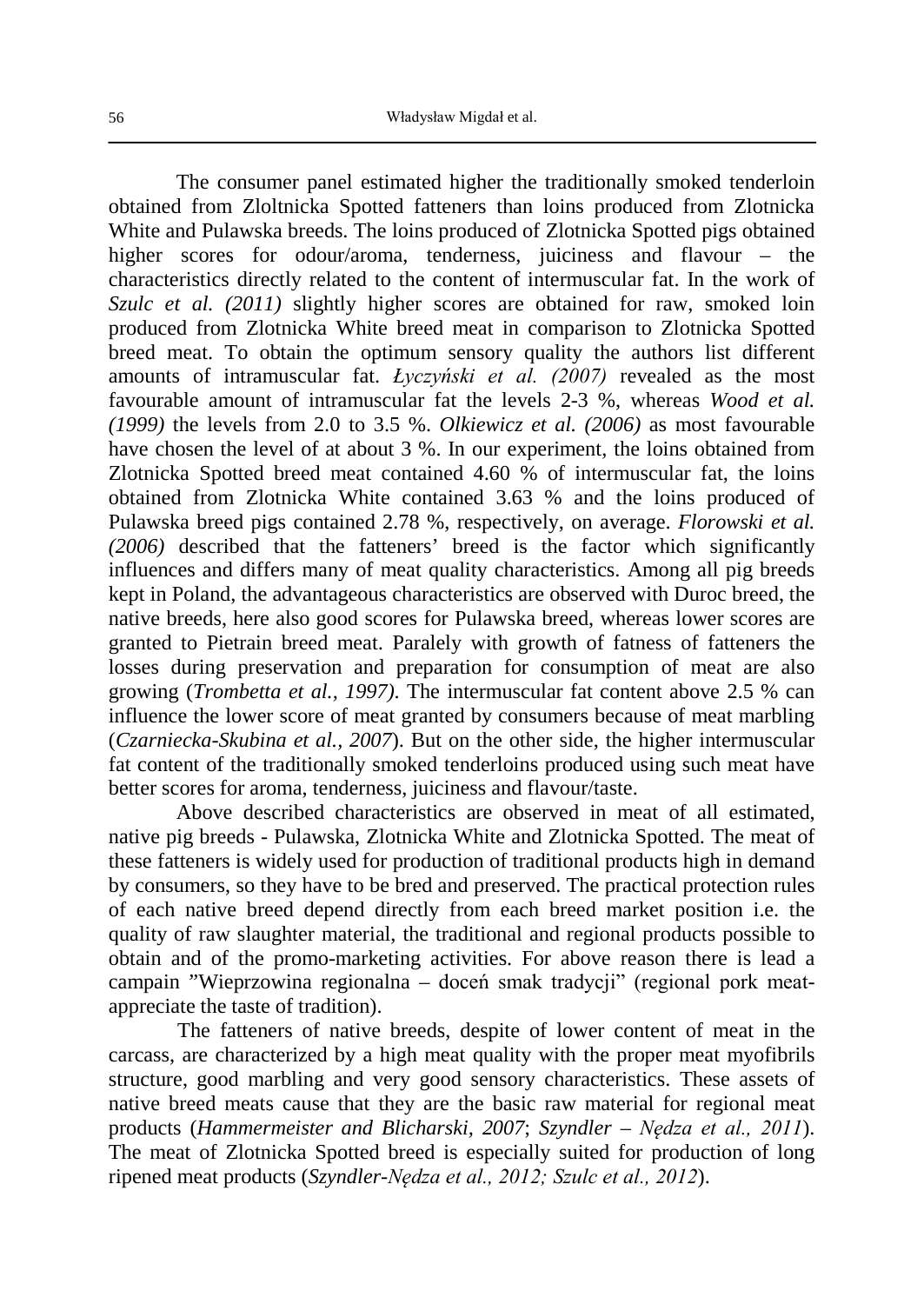The consumer panel estimated higher the traditionally smoked tenderloin obtained from Zloltnicka Spotted fatteners than loins produced from Zlotnicka White and Pulawska breeds. The loins produced of Zlotnicka Spotted pigs obtained higher scores for odour/aroma, tenderness, juiciness and flavour – the characteristics directly related to the content of intermuscular fat. In the work of *Szulc et al. (2011)* slightly higher scores are obtained for raw, smoked loin produced from Zlotnicka White breed meat in comparison to Zlotnicka Spotted breed meat. To obtain the optimum sensory quality the authors list different amounts of intramuscular fat. *Łyczyński et al. (2007)* revealed as the most favourable amount of intramuscular fat the levels 2-3 %, whereas *Wood et al. (1999)* the levels from 2.0 to 3.5 %. *Olkiewicz et al. (2006)* as most favourable have chosen the level of at about 3 %. In our experiment, the loins obtained from Zlotnicka Spotted breed meat contained 4.60 % of intermuscular fat, the loins obtained from Zlotnicka White contained 3.63 % and the loins produced of Pulawska breed pigs contained 2.78 %, respectively, on average. *Florowski et al. (2006)* described that the fatteners' breed is the factor which significantly influences and differs many of meat quality characteristics. Among all pig breeds kept in Poland, the advantageous characteristics are observed with Duroc breed, the native breeds, here also good scores for Pulawska breed, whereas lower scores are granted to Pietrain breed meat. Paralely with growth of fatness of fatteners the losses during preservation and preparation for consumption of meat are also growing (*Trombetta et al., 1997)*. The intermuscular fat content above 2.5 % can influence the lower score of meat granted by consumers because of meat marbling (*Czarniecka-Skubina et al., 2007*). But on the other side, the higher intermuscular fat content of the traditionally smoked tenderloins produced using such meat have better scores for aroma, tenderness, juiciness and flavour/taste.

Above described characteristics are observed in meat of all estimated, native pig breeds - Pulawska, Zlotnicka White and Zlotnicka Spotted. The meat of these fatteners is widely used for production of traditional products high in demand by consumers, so they have to be bred and preserved. The practical protection rules of each native breed depend directly from each breed market position i.e. the quality of raw slaughter material, the traditional and regional products possible to obtain and of the promo-marketing activities. For above reason there is lead a campain "Wieprzowina regionalna – doceń smak tradycji" (regional pork meat-appreciate the taste of tradition).

The fatteners of native breeds, despite of lower content of meat in the carcass, are characterized by a high meat quality with the proper meat myofibrils structure, good marbling and very good sensory characteristics. These assets of native breed meats cause that they are the basic raw material for regional meat products (*Hammermeister and Blicharski, 2007*; *Szyndler – Nędza et al., 2011*). The meat of Zlotnicka Spotted breed is especially suited for production of long ripened meat products (*Szyndler-Nędza et al., 2012; Szulc et al., 2012*).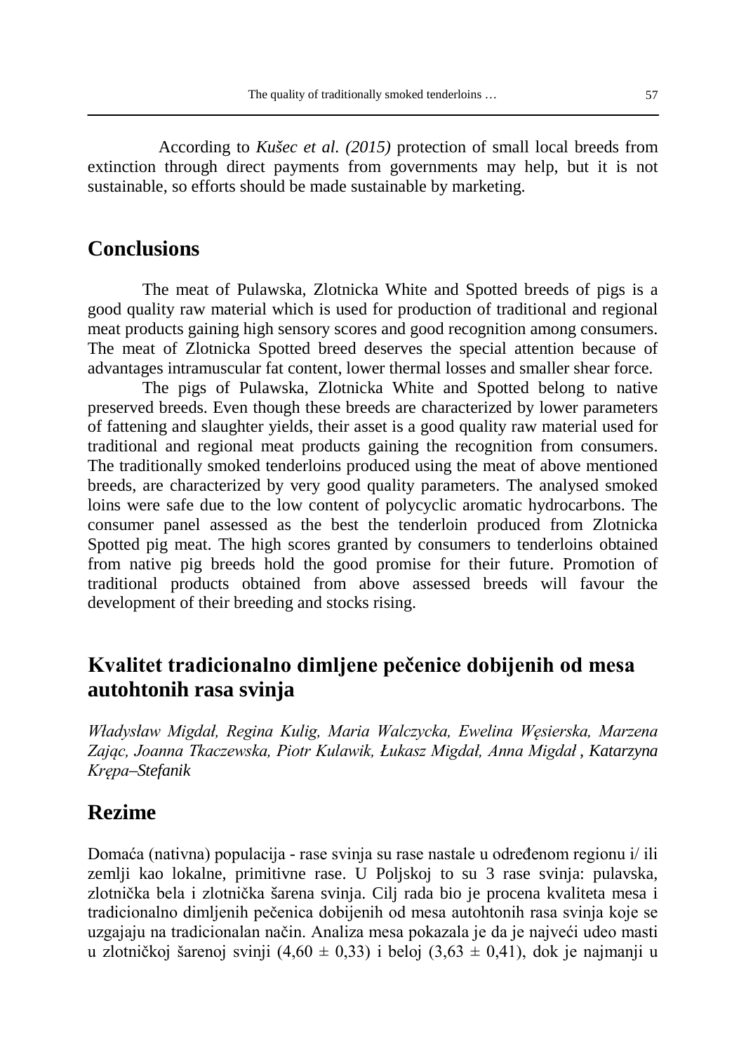According to *Kušec et al. (2015)* protection of small local breeds from extinction through direct payments from governments may help, but it is not sustainable, so efforts should be made sustainable by marketing.

## Conclusions

The meat of Pulawska, Zlotnicka White and Spotted breeds of pigs is a good quality raw material which is used for production of traditional and regional meat products gaining high sensory scores and good recognition among consumers. The meat of Zlotnicka Spotted breed deserves the special attention because of advantages intramuscular fat content, lower thermal losses and smaller shear force.

The pigs of Pulawska, Zlotnicka White and Spotted belong to native preserved breeds. Even though these breeds are characterized by lower parameters of fattening and slaughter yields, their asset is a good quality raw material used for traditional and regional meat products gaining the recognition from consumers. The traditionally smoked tenderloins produced using the meat of above mentioned breeds, are characterized by very good quality parameters. The analysed smoked loins were safe due to the low content of polycyclic aromatic hydrocarbons. The consumer panel assessed as the best the tenderloin produced from Zlotnicka Spotted pig meat. The high scores granted by consumers to tenderloins obtained from native pig breeds hold the good promise for their future. Promotion of traditional products obtained from above assessed breeds will favour the development of their breeding and stocks rising.

## Kvalitet tradicionalno dimljene pečenice dobijenih od mesa autohtonih rasa svinja

*Władysław Migdał, Regina Kulig, Maria Walczycka, Ewelina Węsierska, Marzena Zając, Joanna Tkaczewska, Piotr Kulawik, Łukasz Migdał, Anna Migdał , Katarzyna Krępa–Stefanik*

## Rezime

Domaća (nativna) populacija - rase svinja su rase nastale u određenom regionu i/ ili zemlji kao lokalne, primitivne rase. U Poljskoj to su 3 rase svinja: pulavska, zlotnička bela i zlotnička šarena svinja. Cilj rada bio je procena kvaliteta mesa i tradicionalno dimljenih pečenica dobijenih od mesa autohtonih rasa svinja koje se uzgajaju na tradicionalan način. Analiza mesa pokazala je da je najveći udeo masti u zlotničkoj šarenoj svinji (4,60 ± 0,33) i beloj (3,63 ± 0,41), dok je najmanji u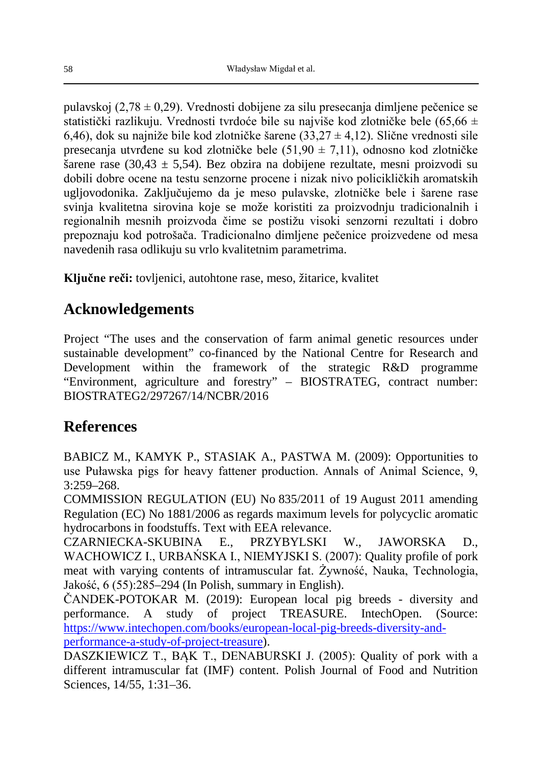pulavskoj (2,78 ± 0,29). Vrednosti dobijene za silu presecanja dimljene pečenice se statistički razlikuju. Vrednosti tvrdoće bile su najviše kod zlotničke bele (65,66 ± 6,46), dok su najniže bile kod zlotničke šarene (33,27 ± 4,12). Slične vrednosti sile presecanja utvrđene su kod zlotničke bele (51,90 ± 7,11), odnosno kod zlotničke šarene rase (30,43 ± 5,54). Bez obzira na dobijene rezultate, mesni proizvodi su dobili dobre ocene na testu senzorne procene i nizak nivo policikličkih aromatskih ugljovodonika. Zaključujemo da je meso pulavske, zlotničke bele i šarene rase svinja kvalitetna sirovina koje se može koristiti za proizvodnju tradicionalnih i regionalnih mesnih proizvoda čime se postižu visoki senzorni rezultati i dobro prepoznaju kod potrošača. Tradicionalno dimljene pečenice proizvedene od mesa navedenih rasa odlikuju su vrlo kvalitetnim parametrima.

**Ključne reči:** tovljenici, autohtone rase, meso, žitarice, kvalitet

## Acknowledgements

Project "The uses and the conservation of farm animal genetic resources under sustainable development" co-financed by the National Centre for Research and Development within the framework of the strategic R&D programme "Environment, agriculture and forestry" – BIOSTRATEG, contract number: BIOSTRATEG2/297267/14/NCBR/2016

## References

BABICZ M., KAMYK P., STASIAK A., PASTWA M. (2009): Opportunities to use Puławska pigs for heavy fattener production. Annals of Animal Science, 9, 3:259–268.

COMMISSION REGULATION (EU) No 835/2011 of 19 August 2011 amending Regulation (EC) No 1881/2006 as regards maximum levels for polycyclic aromatic hydrocarbons in foodstuffs. Text with EEA relevance.

CZARNIECKA-SKUBINA E., PRZYBYLSKI W., JAWORSKA D., WACHOWICZ I., URBAŃSKA I., NIEMYJSKI S. (2007): Quality profile of pork meat with varying contents of intramuscular fat. Żywność, Nauka, Technologia, Jakość, 6 (55):285–294 (In Polish, summary in English).

ČANDEK-POTOKAR M. (2019): European local pig breeds - diversity and performance. A study of project TREASURE. IntechOpen. (Source: https://www.intechopen.com/books/european-local-pig-breeds-diversity-and-performance-a-study-of-project-treasure).

DASZKIEWICZ T., BĄK T., DENABURSKI J. (2005): Quality of pork with a different intramuscular fat (IMF) content. Polish Journal of Food and Nutrition Sciences, 14/55, 1:31–36.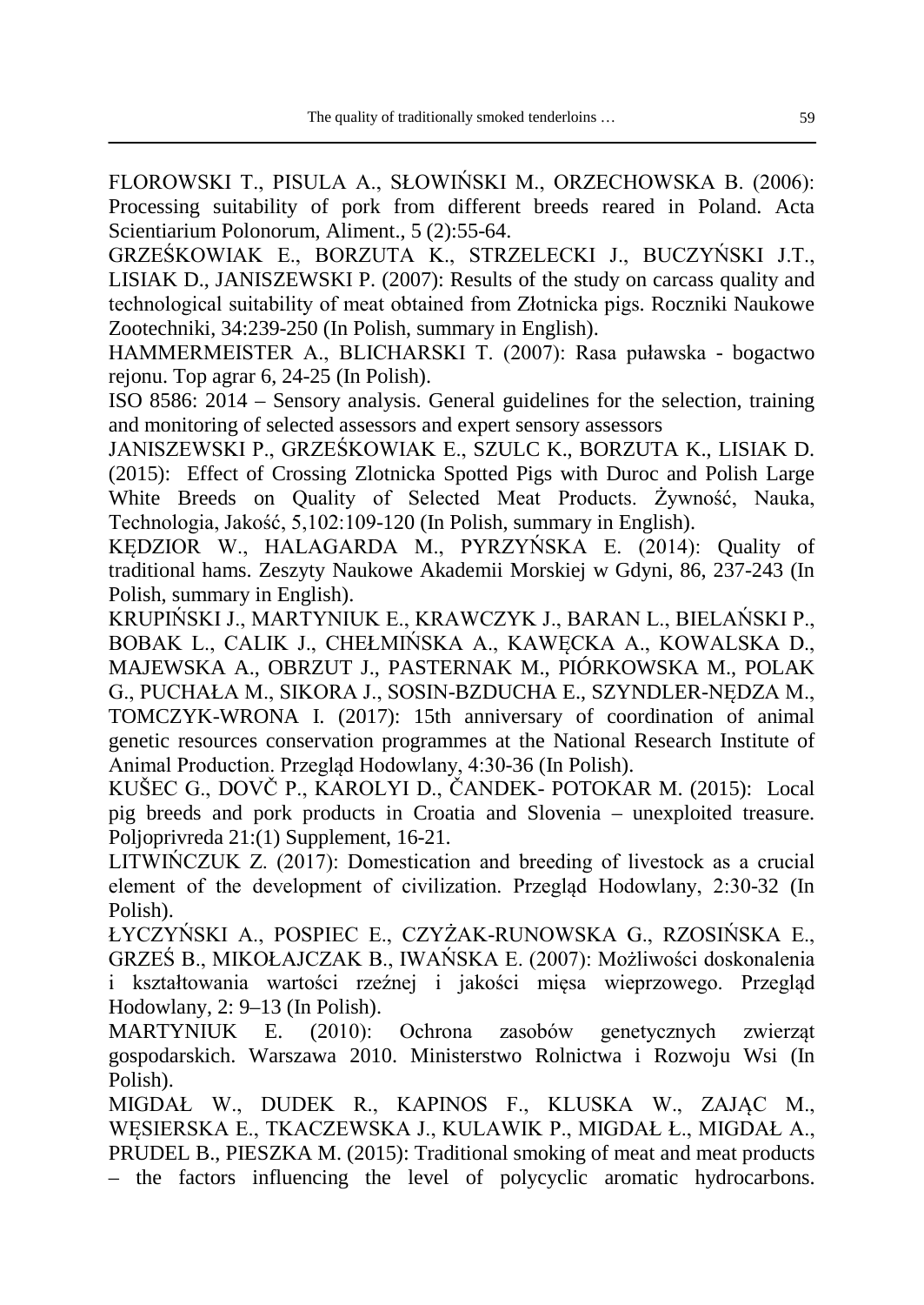FLOROWSKI T., PISULA A., SŁOWIŃSKI M., ORZECHOWSKA B. (2006): Processing suitability of pork from different breeds reared in Poland. Acta Scientiarium Polonorum, Aliment., 5 (2):55-64.

GRZEŚKOWIAK E., BORZUTA K., STRZELECKI J., BUCZYŃSKI J.T., LISIAK D., JANISZEWSKI P. (2007): Results of the study on carcass quality and technological suitability of meat obtained from Złotnicka pigs. Roczniki Naukowe Zootechniki, 34:239-250 (In Polish, summary in English).

HAMMERMEISTER A., BLICHARSKI T. (2007): Rasa puławska - bogactwo rejonu. Top agrar 6, 24-25 (In Polish).

ISO 8586: 2014 – Sensory analysis. General guidelines for the selection, training and monitoring of selected assessors and expert sensory assessors

JANISZEWSKI P., GRZEŚKOWIAK E., SZULC K., BORZUTA K., LISIAK D. (2015): Effect of Crossing Zlotnicka Spotted Pigs with Duroc and Polish Large White Breeds on Quality of Selected Meat Products. Żywność, Nauka, Technologia, Jakość, 5,102:109-120 (In Polish, summary in English).

KĘDZIOR W., HALAGARDA M., PYRZYŃSKA E. (2014): Quality of traditional hams. Zeszyty Naukowe Akademii Morskiej w Gdyni, 86, 237-243 (In Polish, summary in English).

KRUPIŃSKI J., MARTYNIUK E., KRAWCZYK J., BARAN L., BIELAŃSKI P., BOBAK L., CALIK J., CHEŁMIŃSKA A., KAWĘCKA A., KOWALSKA D., MAJEWSKA A., OBRZUT J., PASTERNAK M., PIÓRKOWSKA M., POLAK G., PUCHAŁA M., SIKORA J., SOSIN-BZDUCHA E., SZYNDLER-NĘDZA M., TOMCZYK-WRONA I. (2017): 15th anniversary of coordination of animal genetic resources conservation programmes at the National Research Institute of Animal Production. Przegląd Hodowlany, 4:30-36 (In Polish).

KUŠEC G., DOVČ P., KAROLYI D., ČANDEK- POTOKAR M. (2015): Local pig breeds and pork products in Croatia and Slovenia – unexploited treasure. Poljoprivreda 21:(1) Supplement, 16-21.

LITWIŃCZUK Z. (2017): Domestication and breeding of livestock as a crucial element of the development of civilization. Przegląd Hodowlany, 2:30-32 (In Polish).

ŁYCZYŃSKI A., POSPIEC E., CZYŻAK-RUNOWSKA G., RZOSIŃSKA E., GRZEŚ B., MIKOŁAJCZAK B., IWAŃSKA E. (2007): Możliwości doskonalenia i kształtowania wartości rzeźnej i jakości mięsa wieprzowego. Przegląd Hodowlany, 2: 9–13 (In Polish).

MARTYNIUK E. (2010): Ochrona zasobów genetycznych zwierząt gospodarskich. Warszawa 2010. Ministerstwo Rolnictwa i Rozwoju Wsi (In Polish).

MIGDAŁ W., DUDEK R., KAPINOS F., KLUSKA W., ZAJĄC M., WĘSIERSKA E., TKACZEWSKA J., KULAWIK P., MIGDAŁ Ł., MIGDAŁ A., PRUDEL B., PIESZKA M. (2015): Traditional smoking of meat and meat products – the factors influencing the level of polycyclic aromatic hydrocarbons.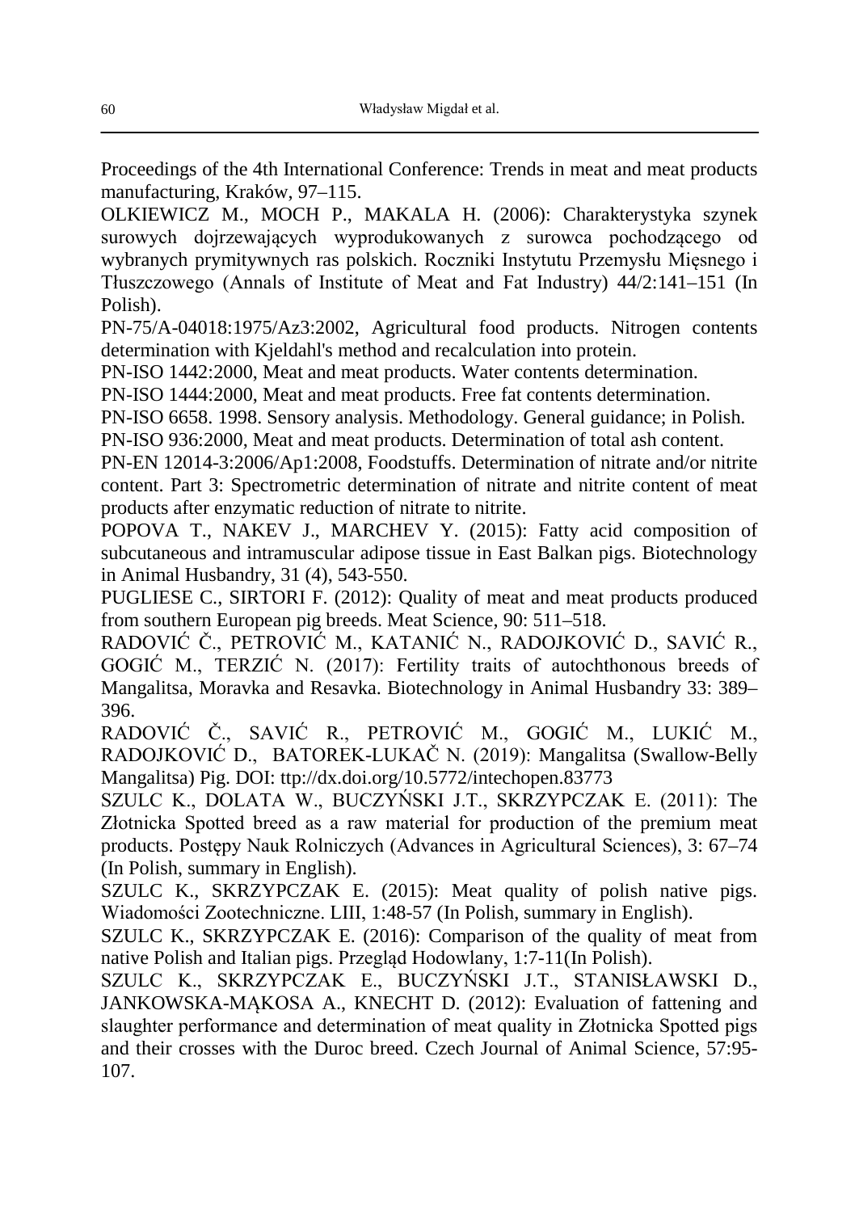Proceedings of the 4th International Conference: Trends in meat and meat products manufacturing, Kraków, 97–115.

OLKIEWICZ M., MOCH P., MAKALA H. (2006): Charakterystyka szynek surowych dojrzewających wyprodukowanych z surowca pochodzącego od wybranych prymitywnych ras polskich. Roczniki Instytutu Przemysłu Mięsnego i Tłuszczowego (Annals of Institute of Meat and Fat Industry) 44/2:141–151 (In Polish).

PN-75/A-04018:1975/Az3:2002, Agricultural food products. Nitrogen contents determination with Kjeldahl's method and recalculation into protein.

PN-ISO 1442:2000, Meat and meat products. Water contents determination.

PN-ISO 1444:2000, Meat and meat products. Free fat contents determination.

PN-ISO 6658. 1998. Sensory analysis. Methodology. General guidance; in Polish.

PN-ISO 936:2000, Meat and meat products. Determination of total ash content.

PN-EN 12014-3:2006/Ap1:2008, Foodstuffs. Determination of nitrate and/or nitrite content. Part 3: Spectrometric determination of nitrate and nitrite content of meat products after enzymatic reduction of nitrate to nitrite.

POPOVA T., NAKEV J., MARCHEV Y. (2015): Fatty acid composition of subcutaneous and intramuscular adipose tissue in East Balkan pigs. Biotechnology in Animal Husbandry, 31 (4), 543-550.

PUGLIESE C., SIRTORI F. (2012): Quality of meat and meat products produced from southern European pig breeds. Meat Science, 90: 511–518.

RADOVIĆ Č., PETROVIĆ M., KATANIĆ N., RADOJKOVIĆ D., SAVIĆ R., GOGIĆ M., TERZIĆ N. (2017): Fertility traits of autochthonous breeds of Mangalitsa, Moravka and Resavka. Biotechnology in Animal Husbandry 33: 389–396.

RADOVIĆ Č., SAVIĆ R., PETROVIĆ M., GOGIĆ M., LUKIĆ M., RADOJKOVIĆ D., BATOREK-LUKAČ N. (2019): Mangalitsa (Swallow-Belly Mangalitsa) Pig. DOI: ttp://dx.doi.org/10.5772/intechopen.83773

SZULC K., DOLATA W., BUCZYŃSKI J.T., SKRZYPCZAK E. (2011): The Złotnicka Spotted breed as a raw material for production of the premium meat products. Postępy Nauk Rolniczych (Advances in Agricultural Sciences), 3: 67–74 (In Polish, summary in English).

SZULC K., SKRZYPCZAK E. (2015): Meat quality of polish native pigs. Wiadomości Zootechniczne. LIII, 1:48-57 (In Polish, summary in English).

SZULC K., SKRZYPCZAK E. (2016): Comparison of the quality of meat from native Polish and Italian pigs. Przegląd Hodowlany, 1:7-11(In Polish).

SZULC K., SKRZYPCZAK E., BUCZYŃSKI J.T., STANISŁAWSKI D., JANKOWSKA-MĄKOSA A., KNECHT D. (2012): Evaluation of fattening and slaughter performance and determination of meat quality in Złotnicka Spotted pigs and their crosses with the Duroc breed. Czech Journal of Animal Science, 57:95-107.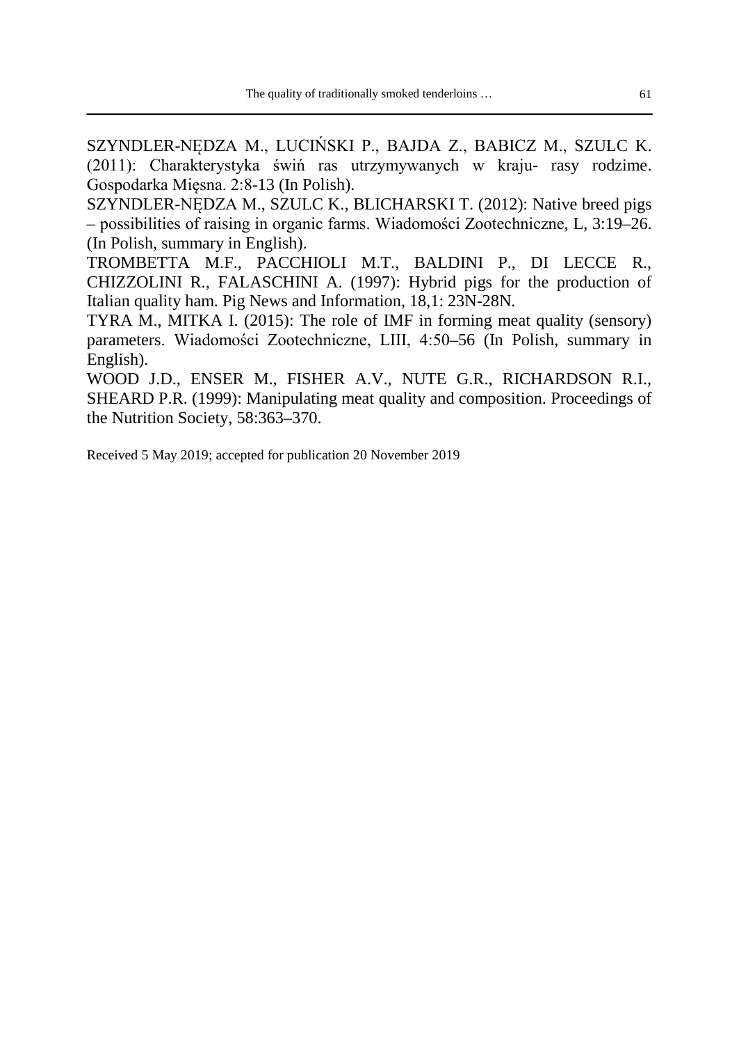SZYNDLER-NĘDZA M., LUCIŃSKI P., BAJDA Z., BABICZ M., SZULC K. (2011): Charakterystyka świń ras utrzymywanych w kraju- rasy rodzime. Gospodarka Mięsna. 2:8-13 (In Polish).

SZYNDLER-NĘDZA M., SZULC K., BLICHARSKI T. (2012): Native breed pigs – possibilities of raising in organic farms. Wiadomości Zootechniczne, L, 3:19–26. (In Polish, summary in English).

TROMBETTA M.F., PACCHIOLI M.T., BALDINI P., DI LECCE R., CHIZZOLINI R., FALASCHINI A. (1997): Hybrid pigs for the production of Italian quality ham. Pig News and Information, 18,1: 23N-28N.

TYRA M., MITKA I. (2015): The role of IMF in forming meat quality (sensory) parameters. Wiadomości Zootechniczne, LIII, 4:50–56 (In Polish, summary in English).

WOOD J.D., ENSER M., FISHER A.V., NUTE G.R., RICHARDSON R.I., SHEARD P.R. (1999): Manipulating meat quality and composition. Proceedings of the Nutrition Society, 58:363–370.

Received 5 May 2019; accepted for publication 20 November 2019